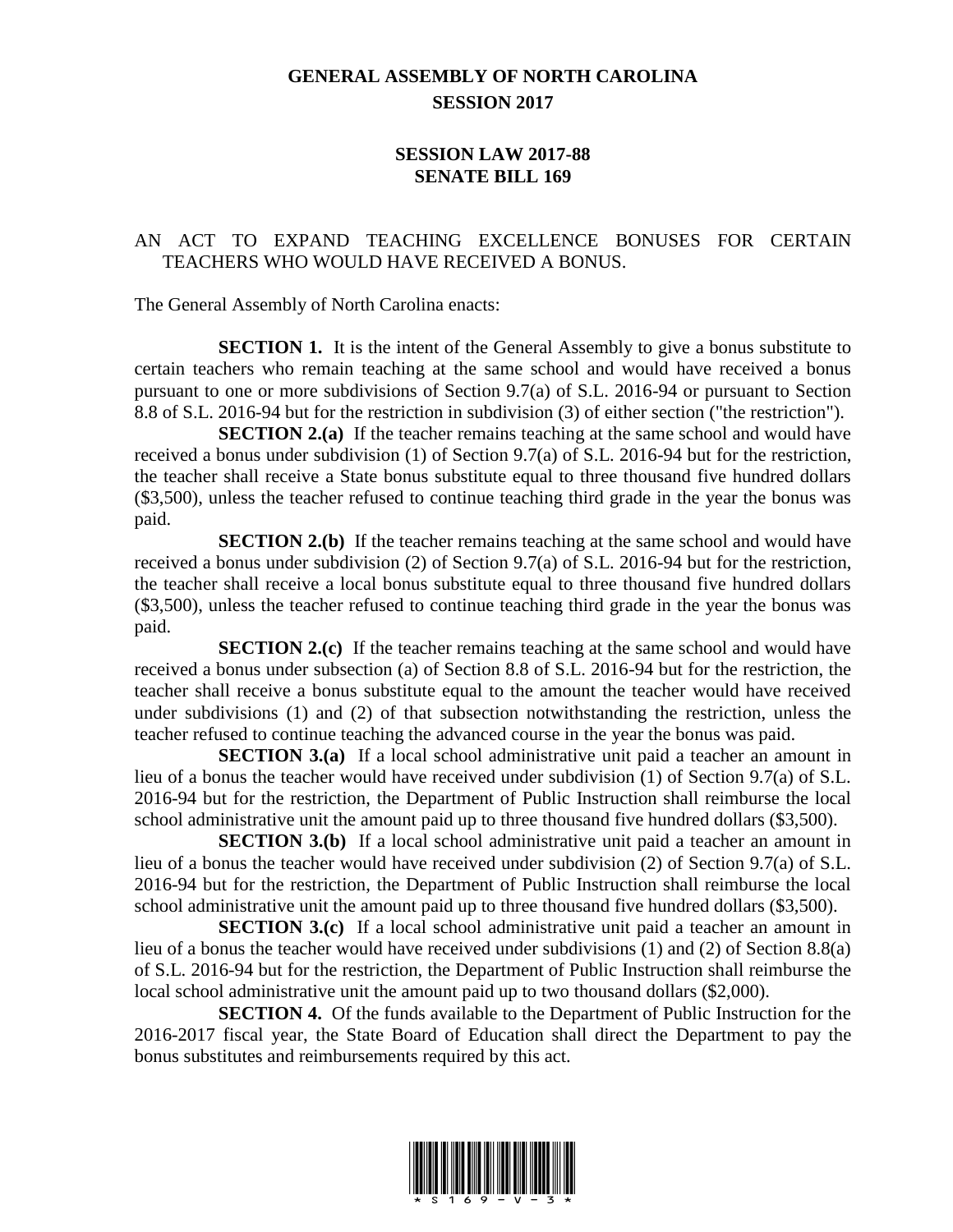# GENERAL ASSEMBLY OF NORTH CAROLINA
## SESSION 2017

## SESSION LAW 2017-88
## SENATE BILL 169

AN ACT TO EXPAND TEACHING EXCELLENCE BONUSES FOR CERTAIN TEACHERS WHO WOULD HAVE RECEIVED A BONUS.

The General Assembly of North Carolina enacts:

**SECTION 1.** It is the intent of the General Assembly to give a bonus substitute to certain teachers who remain teaching at the same school and would have received a bonus pursuant to one or more subdivisions of Section 9.7(a) of S.L. 2016-94 or pursuant to Section 8.8 of S.L. 2016-94 but for the restriction in subdivision (3) of either section ("the restriction").

**SECTION 2.(a)** If the teacher remains teaching at the same school and would have received a bonus under subdivision (1) of Section 9.7(a) of S.L. 2016-94 but for the restriction, the teacher shall receive a State bonus substitute equal to three thousand five hundred dollars ($3,500), unless the teacher refused to continue teaching third grade in the year the bonus was paid.

**SECTION 2.(b)** If the teacher remains teaching at the same school and would have received a bonus under subdivision (2) of Section 9.7(a) of S.L. 2016-94 but for the restriction, the teacher shall receive a local bonus substitute equal to three thousand five hundred dollars ($3,500), unless the teacher refused to continue teaching third grade in the year the bonus was paid.

**SECTION 2.(c)** If the teacher remains teaching at the same school and would have received a bonus under subsection (a) of Section 8.8 of S.L. 2016-94 but for the restriction, the teacher shall receive a bonus substitute equal to the amount the teacher would have received under subdivisions (1) and (2) of that subsection notwithstanding the restriction, unless the teacher refused to continue teaching the advanced course in the year the bonus was paid.

**SECTION 3.(a)** If a local school administrative unit paid a teacher an amount in lieu of a bonus the teacher would have received under subdivision (1) of Section 9.7(a) of S.L. 2016-94 but for the restriction, the Department of Public Instruction shall reimburse the local school administrative unit the amount paid up to three thousand five hundred dollars ($3,500).

**SECTION 3.(b)** If a local school administrative unit paid a teacher an amount in lieu of a bonus the teacher would have received under subdivision (2) of Section 9.7(a) of S.L. 2016-94 but for the restriction, the Department of Public Instruction shall reimburse the local school administrative unit the amount paid up to three thousand five hundred dollars ($3,500).

**SECTION 3.(c)** If a local school administrative unit paid a teacher an amount in lieu of a bonus the teacher would have received under subdivisions (1) and (2) of Section 8.8(a) of S.L. 2016-94 but for the restriction, the Department of Public Instruction shall reimburse the local school administrative unit the amount paid up to two thousand dollars ($2,000).

**SECTION 4.** Of the funds available to the Department of Public Instruction for the 2016-2017 fiscal year, the State Board of Education shall direct the Department to pay the bonus substitutes and reimbursements required by this act.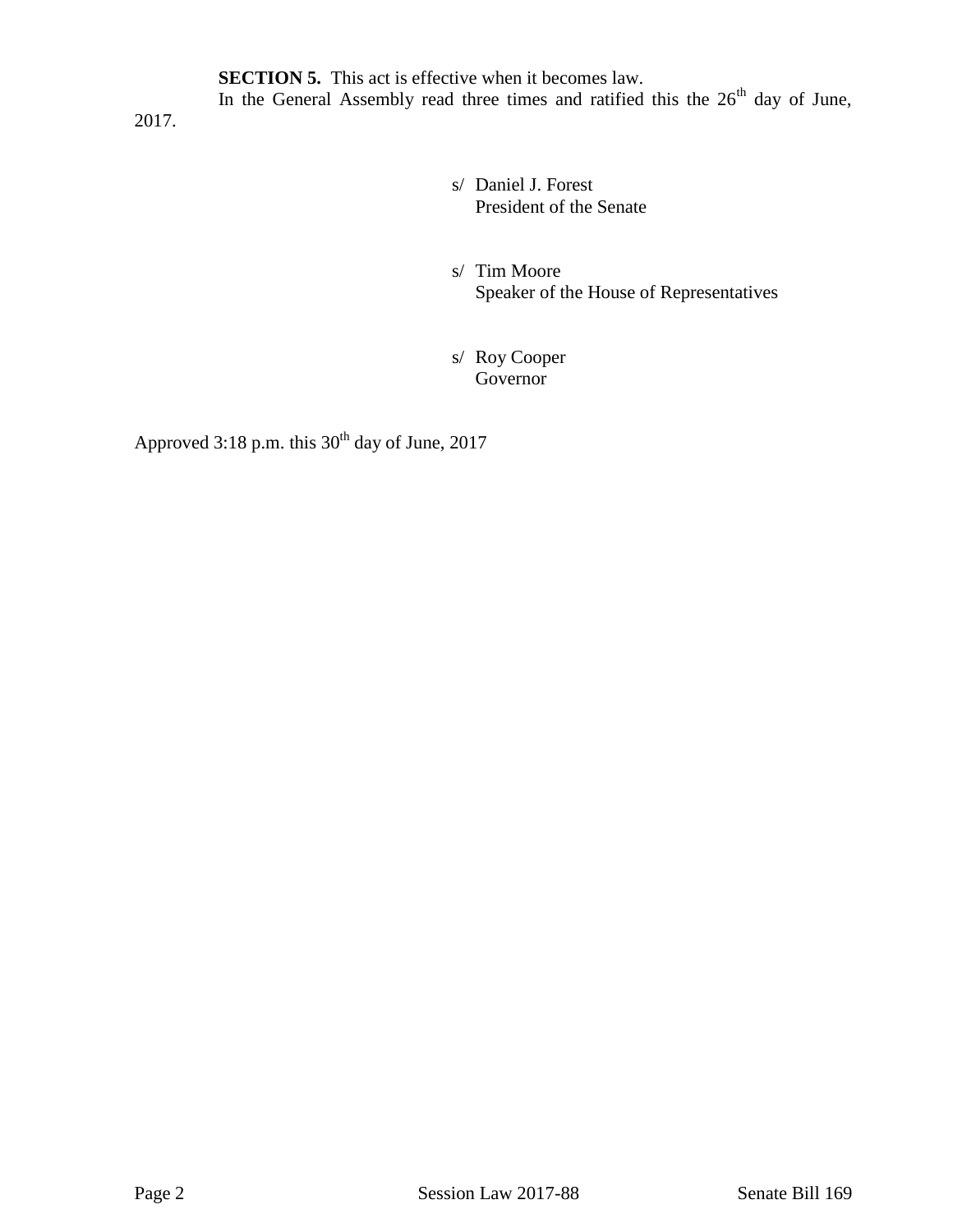**SECTION 5.** This act is effective when it becomes law.

In the General Assembly read three times and ratified this the 26th day of June, 2017.

s/ Daniel J. Forest
President of the Senate

s/ Tim Moore
Speaker of the House of Representatives

s/ Roy Cooper
Governor

Approved 3:18 p.m. this 30th day of June, 2017